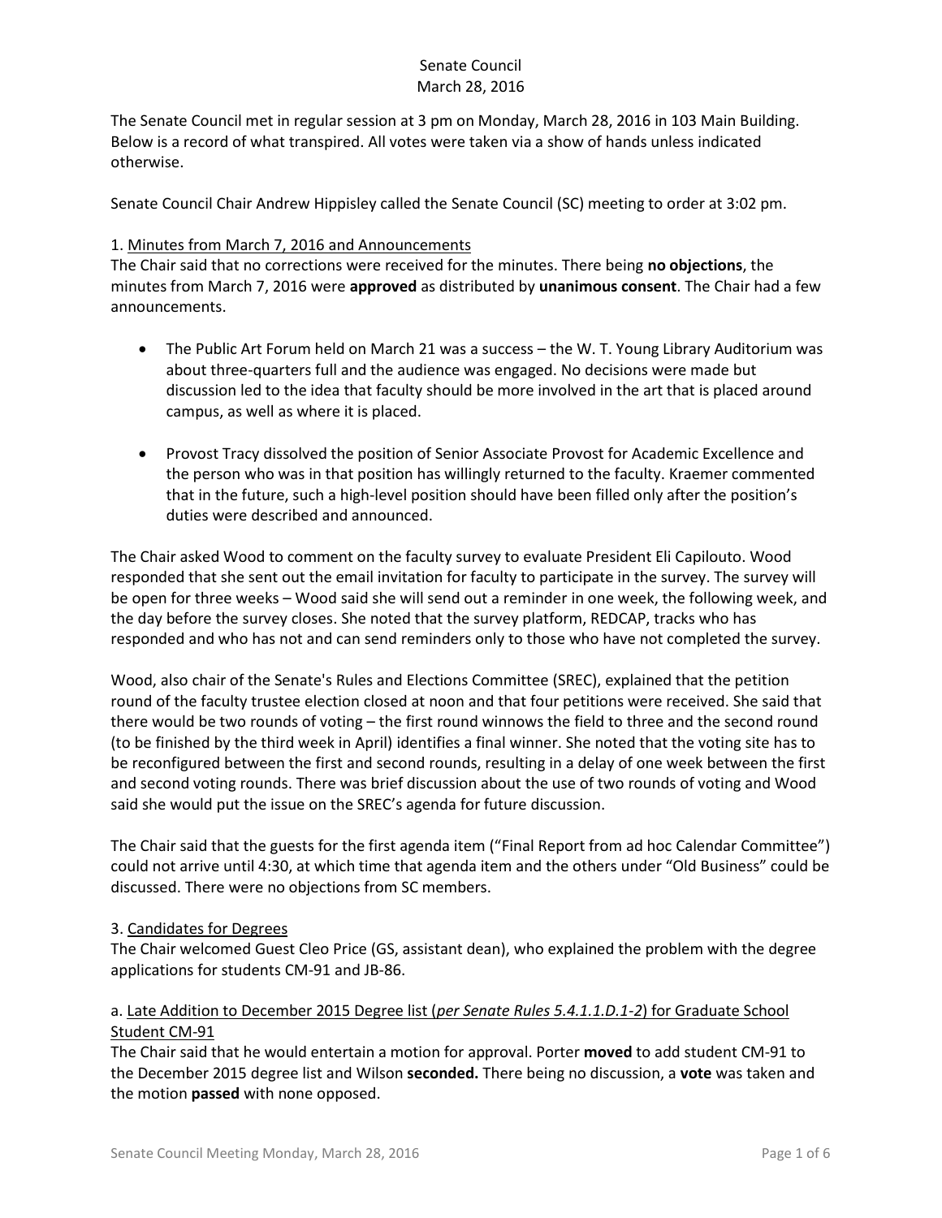# Senate Council
## March 28, 2016

The Senate Council met in regular session at 3 pm on Monday, March 28, 2016 in 103 Main Building. Below is a record of what transpired. All votes were taken via a show of hands unless indicated otherwise.

Senate Council Chair Andrew Hippisley called the Senate Council (SC) meeting to order at 3:02 pm.

1. Minutes from March 7, 2016 and Announcements

The Chair said that no corrections were received for the minutes. There being **no objections**, the minutes from March 7, 2016 were **approved** as distributed by **unanimous consent**. The Chair had a few announcements.

- The Public Art Forum held on March 21 was a success – the W. T. Young Library Auditorium was about three-quarters full and the audience was engaged. No decisions were made but discussion led to the idea that faculty should be more involved in the art that is placed around campus, as well as where it is placed.
- Provost Tracy dissolved the position of Senior Associate Provost for Academic Excellence and the person who was in that position has willingly returned to the faculty. Kraemer commented that in the future, such a high-level position should have been filled only after the position's duties were described and announced.

The Chair asked Wood to comment on the faculty survey to evaluate President Eli Capilouto. Wood responded that she sent out the email invitation for faculty to participate in the survey. The survey will be open for three weeks – Wood said she will send out a reminder in one week, the following week, and the day before the survey closes. She noted that the survey platform, REDCAP, tracks who has responded and who has not and can send reminders only to those who have not completed the survey.

Wood, also chair of the Senate's Rules and Elections Committee (SREC), explained that the petition round of the faculty trustee election closed at noon and that four petitions were received. She said that there would be two rounds of voting – the first round winnows the field to three and the second round (to be finished by the third week in April) identifies a final winner. She noted that the voting site has to be reconfigured between the first and second rounds, resulting in a delay of one week between the first and second voting rounds. There was brief discussion about the use of two rounds of voting and Wood said she would put the issue on the SREC's agenda for future discussion.

The Chair said that the guests for the first agenda item ("Final Report from ad hoc Calendar Committee") could not arrive until 4:30, at which time that agenda item and the others under "Old Business" could be discussed. There were no objections from SC members.

3. Candidates for Degrees

The Chair welcomed Guest Cleo Price (GS, assistant dean), who explained the problem with the degree applications for students CM-91 and JB-86.

a. Late Addition to December 2015 Degree list (*per Senate Rules 5.4.1.1.D.1-2*) for Graduate School Student CM-91

The Chair said that he would entertain a motion for approval. Porter **moved** to add student CM-91 to the December 2015 degree list and Wilson **seconded.** There being no discussion, a **vote** was taken and the motion **passed** with none opposed.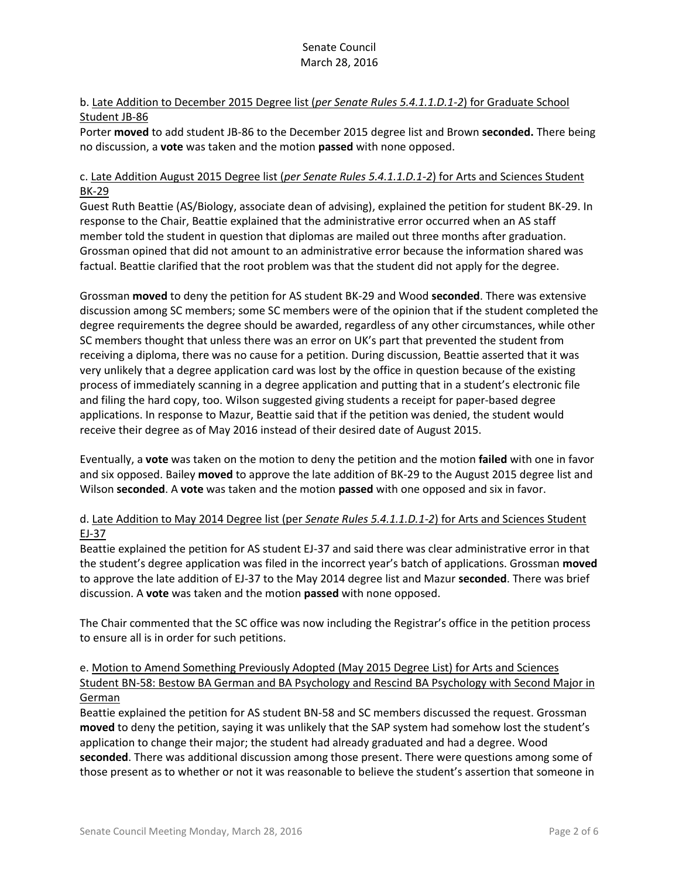b. Late Addition to December 2015 Degree list (*per Senate Rules 5.4.1.1.D.1-2*) for Graduate School Student JB-86

Porter **moved** to add student JB-86 to the December 2015 degree list and Brown **seconded.** There being no discussion, a **vote** was taken and the motion **passed** with none opposed.

c. Late Addition August 2015 Degree list (*per Senate Rules 5.4.1.1.D.1-2*) for Arts and Sciences Student BK-29

Guest Ruth Beattie (AS/Biology, associate dean of advising), explained the petition for student BK-29. In response to the Chair, Beattie explained that the administrative error occurred when an AS staff member told the student in question that diplomas are mailed out three months after graduation. Grossman opined that did not amount to an administrative error because the information shared was factual. Beattie clarified that the root problem was that the student did not apply for the degree.

Grossman **moved** to deny the petition for AS student BK-29 and Wood **seconded**. There was extensive discussion among SC members; some SC members were of the opinion that if the student completed the degree requirements the degree should be awarded, regardless of any other circumstances, while other SC members thought that unless there was an error on UK's part that prevented the student from receiving a diploma, there was no cause for a petition. During discussion, Beattie asserted that it was very unlikely that a degree application card was lost by the office in question because of the existing process of immediately scanning in a degree application and putting that in a student's electronic file and filing the hard copy, too. Wilson suggested giving students a receipt for paper-based degree applications. In response to Mazur, Beattie said that if the petition was denied, the student would receive their degree as of May 2016 instead of their desired date of August 2015.

Eventually, a **vote** was taken on the motion to deny the petition and the motion **failed** with one in favor and six opposed. Bailey **moved** to approve the late addition of BK-29 to the August 2015 degree list and Wilson **seconded**. A **vote** was taken and the motion **passed** with one opposed and six in favor.

d. Late Addition to May 2014 Degree list (per *Senate Rules 5.4.1.1.D.1-2*) for Arts and Sciences Student EJ-37

Beattie explained the petition for AS student EJ-37 and said there was clear administrative error in that the student's degree application was filed in the incorrect year's batch of applications. Grossman **moved** to approve the late addition of EJ-37 to the May 2014 degree list and Mazur **seconded**. There was brief discussion. A **vote** was taken and the motion **passed** with none opposed.

The Chair commented that the SC office was now including the Registrar's office in the petition process to ensure all is in order for such petitions.

e. Motion to Amend Something Previously Adopted (May 2015 Degree List) for Arts and Sciences Student BN-58: Bestow BA German and BA Psychology and Rescind BA Psychology with Second Major in German

Beattie explained the petition for AS student BN-58 and SC members discussed the request. Grossman **moved** to deny the petition, saying it was unlikely that the SAP system had somehow lost the student's application to change their major; the student had already graduated and had a degree. Wood **seconded**. There was additional discussion among those present. There were questions among some of those present as to whether or not it was reasonable to believe the student's assertion that someone in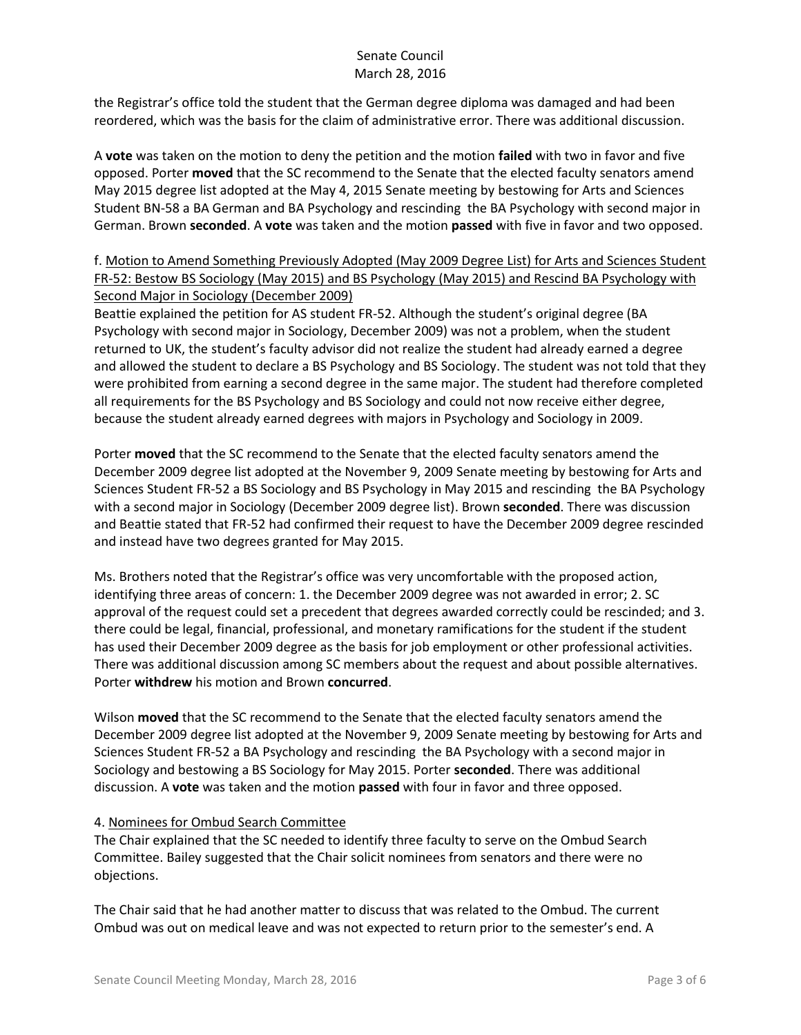the Registrar's office told the student that the German degree diploma was damaged and had been reordered, which was the basis for the claim of administrative error. There was additional discussion.

A **vote** was taken on the motion to deny the petition and the motion **failed** with two in favor and five opposed. Porter **moved** that the SC recommend to the Senate that the elected faculty senators amend May 2015 degree list adopted at the May 4, 2015 Senate meeting by bestowing for Arts and Sciences Student BN-58 a BA German and BA Psychology and rescinding  the BA Psychology with second major in German. Brown **seconded**. A **vote** was taken and the motion **passed** with five in favor and two opposed.

f. Motion to Amend Something Previously Adopted (May 2009 Degree List) for Arts and Sciences Student FR-52: Bestow BS Sociology (May 2015) and BS Psychology (May 2015) and Rescind BA Psychology with Second Major in Sociology (December 2009)

Beattie explained the petition for AS student FR-52. Although the student's original degree (BA Psychology with second major in Sociology, December 2009) was not a problem, when the student returned to UK, the student's faculty advisor did not realize the student had already earned a degree and allowed the student to declare a BS Psychology and BS Sociology. The student was not told that they were prohibited from earning a second degree in the same major. The student had therefore completed all requirements for the BS Psychology and BS Sociology and could not now receive either degree, because the student already earned degrees with majors in Psychology and Sociology in 2009.

Porter **moved** that the SC recommend to the Senate that the elected faculty senators amend the December 2009 degree list adopted at the November 9, 2009 Senate meeting by bestowing for Arts and Sciences Student FR-52 a BS Sociology and BS Psychology in May 2015 and rescinding  the BA Psychology with a second major in Sociology (December 2009 degree list). Brown **seconded**. There was discussion and Beattie stated that FR-52 had confirmed their request to have the December 2009 degree rescinded and instead have two degrees granted for May 2015.

Ms. Brothers noted that the Registrar's office was very uncomfortable with the proposed action, identifying three areas of concern: 1. the December 2009 degree was not awarded in error; 2. SC approval of the request could set a precedent that degrees awarded correctly could be rescinded; and 3. there could be legal, financial, professional, and monetary ramifications for the student if the student has used their December 2009 degree as the basis for job employment or other professional activities. There was additional discussion among SC members about the request and about possible alternatives. Porter **withdrew** his motion and Brown **concurred**.

Wilson **moved** that the SC recommend to the Senate that the elected faculty senators amend the December 2009 degree list adopted at the November 9, 2009 Senate meeting by bestowing for Arts and Sciences Student FR-52 a BA Psychology and rescinding  the BA Psychology with a second major in Sociology and bestowing a BS Sociology for May 2015. Porter **seconded**. There was additional discussion. A **vote** was taken and the motion **passed** with four in favor and three opposed.

4. Nominees for Ombud Search Committee

The Chair explained that the SC needed to identify three faculty to serve on the Ombud Search Committee. Bailey suggested that the Chair solicit nominees from senators and there were no objections.

The Chair said that he had another matter to discuss that was related to the Ombud. The current Ombud was out on medical leave and was not expected to return prior to the semester's end. A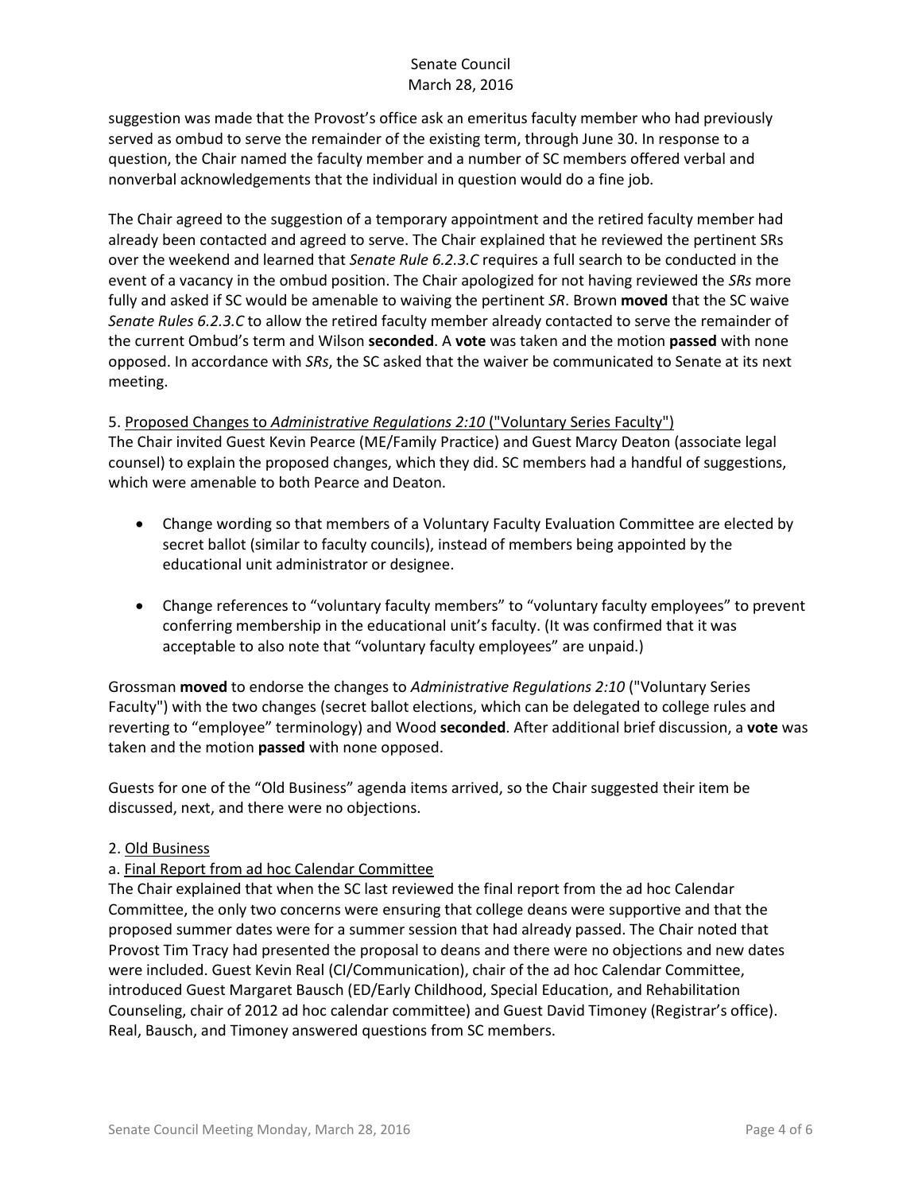suggestion was made that the Provost's office ask an emeritus faculty member who had previously served as ombud to serve the remainder of the existing term, through June 30. In response to a question, the Chair named the faculty member and a number of SC members offered verbal and nonverbal acknowledgements that the individual in question would do a fine job.

The Chair agreed to the suggestion of a temporary appointment and the retired faculty member had already been contacted and agreed to serve. The Chair explained that he reviewed the pertinent SRs over the weekend and learned that *Senate Rule 6.2.3.C* requires a full search to be conducted in the event of a vacancy in the ombud position. The Chair apologized for not having reviewed the *SRs* more fully and asked if SC would be amenable to waiving the pertinent *SR*. Brown **moved** that the SC waive *Senate Rules 6.2.3.C* to allow the retired faculty member already contacted to serve the remainder of the current Ombud's term and Wilson **seconded**. A **vote** was taken and the motion **passed** with none opposed. In accordance with *SRs*, the SC asked that the waiver be communicated to Senate at its next meeting.

5. Proposed Changes to *Administrative Regulations 2:10* ("Voluntary Series Faculty")
The Chair invited Guest Kevin Pearce (ME/Family Practice) and Guest Marcy Deaton (associate legal counsel) to explain the proposed changes, which they did. SC members had a handful of suggestions, which were amenable to both Pearce and Deaton.

- Change wording so that members of a Voluntary Faculty Evaluation Committee are elected by secret ballot (similar to faculty councils), instead of members being appointed by the educational unit administrator or designee.

- Change references to "voluntary faculty members" to "voluntary faculty employees" to prevent conferring membership in the educational unit's faculty. (It was confirmed that it was acceptable to also note that "voluntary faculty employees" are unpaid.)

Grossman **moved** to endorse the changes to *Administrative Regulations 2:10* ("Voluntary Series Faculty") with the two changes (secret ballot elections, which can be delegated to college rules and reverting to "employee" terminology) and Wood **seconded**. After additional brief discussion, a **vote** was taken and the motion **passed** with none opposed.

Guests for one of the "Old Business" agenda items arrived, so the Chair suggested their item be discussed, next, and there were no objections.

2. Old Business

a. Final Report from ad hoc Calendar Committee
The Chair explained that when the SC last reviewed the final report from the ad hoc Calendar Committee, the only two concerns were ensuring that college deans were supportive and that the proposed summer dates were for a summer session that had already passed. The Chair noted that Provost Tim Tracy had presented the proposal to deans and there were no objections and new dates were included. Guest Kevin Real (CI/Communication), chair of the ad hoc Calendar Committee, introduced Guest Margaret Bausch (ED/Early Childhood, Special Education, and Rehabilitation Counseling, chair of 2012 ad hoc calendar committee) and Guest David Timoney (Registrar's office). Real, Bausch, and Timoney answered questions from SC members.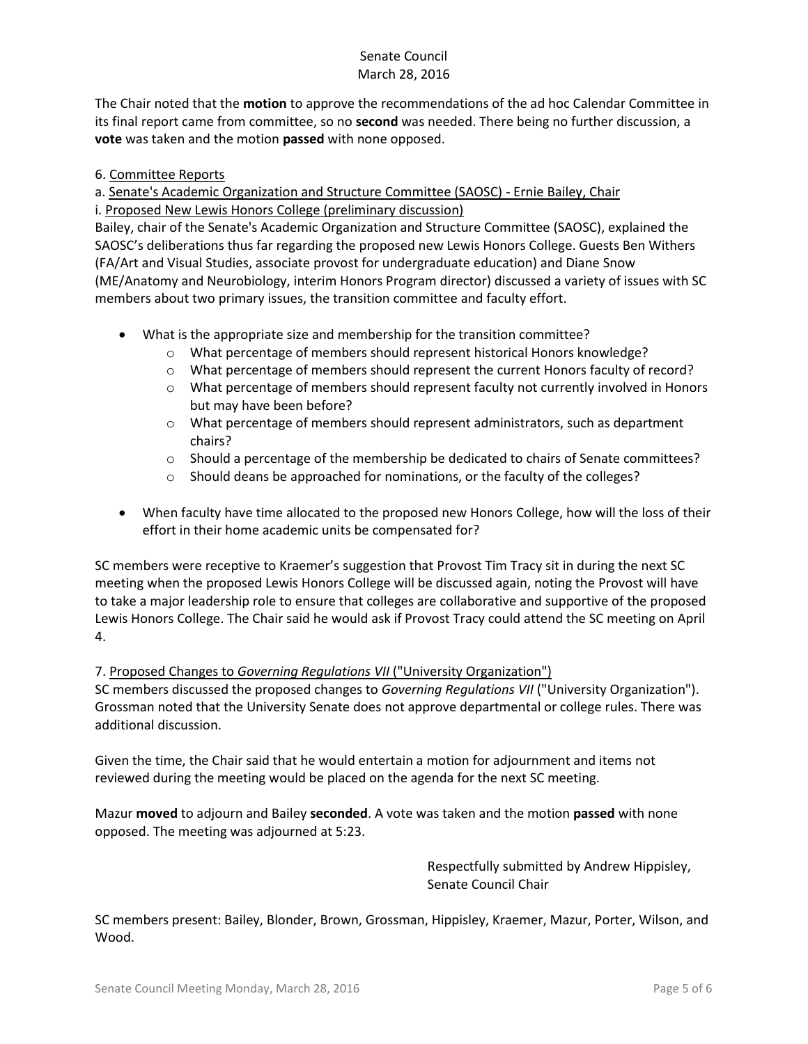The Chair noted that the **motion** to approve the recommendations of the ad hoc Calendar Committee in its final report came from committee, so no **second** was needed. There being no further discussion, a **vote** was taken and the motion **passed** with none opposed.

6. <u>Committee Reports</u>

a. <u>Senate's Academic Organization and Structure Committee (SAOSC) - Ernie Bailey, Chair</u>

i. <u>Proposed New Lewis Honors College (preliminary discussion)</u>

Bailey, chair of the Senate's Academic Organization and Structure Committee (SAOSC), explained the SAOSC's deliberations thus far regarding the proposed new Lewis Honors College. Guests Ben Withers (FA/Art and Visual Studies, associate provost for undergraduate education) and Diane Snow (ME/Anatomy and Neurobiology, interim Honors Program director) discussed a variety of issues with SC members about two primary issues, the transition committee and faculty effort.

- What is the appropriate size and membership for the transition committee?
    - What percentage of members should represent historical Honors knowledge?
    - What percentage of members should represent the current Honors faculty of record?
    - What percentage of members should represent faculty not currently involved in Honors but may have been before?
    - What percentage of members should represent administrators, such as department chairs?
    - Should a percentage of the membership be dedicated to chairs of Senate committees?
    - Should deans be approached for nominations, or the faculty of the colleges?
- When faculty have time allocated to the proposed new Honors College, how will the loss of their effort in their home academic units be compensated for?

SC members were receptive to Kraemer's suggestion that Provost Tim Tracy sit in during the next SC meeting when the proposed Lewis Honors College will be discussed again, noting the Provost will have to take a major leadership role to ensure that colleges are collaborative and supportive of the proposed Lewis Honors College. The Chair said he would ask if Provost Tracy could attend the SC meeting on April 4.

7. <u>Proposed Changes to *Governing Regulations VII* ("University Organization")</u>

SC members discussed the proposed changes to *Governing Regulations VII* ("University Organization"). Grossman noted that the University Senate does not approve departmental or college rules. There was additional discussion.

Given the time, the Chair said that he would entertain a motion for adjournment and items not reviewed during the meeting would be placed on the agenda for the next SC meeting.

Mazur **moved** to adjourn and Bailey **seconded**. A vote was taken and the motion **passed** with none opposed. The meeting was adjourned at 5:23.

Respectfully submitted by Andrew Hippisley,
Senate Council Chair

SC members present: Bailey, Blonder, Brown, Grossman, Hippisley, Kraemer, Mazur, Porter, Wilson, and Wood.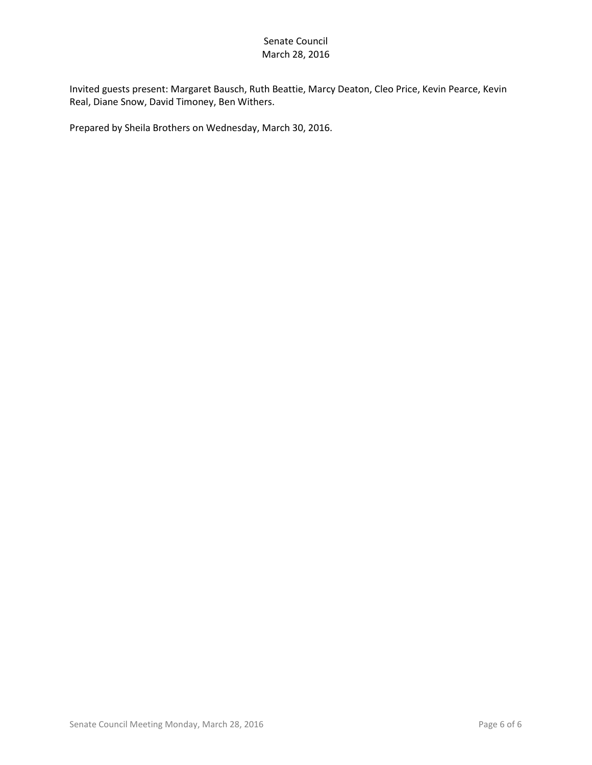Invited guests present: Margaret Bausch, Ruth Beattie, Marcy Deaton, Cleo Price, Kevin Pearce, Kevin Real, Diane Snow, David Timoney, Ben Withers.

Prepared by Sheila Brothers on Wednesday, March 30, 2016.